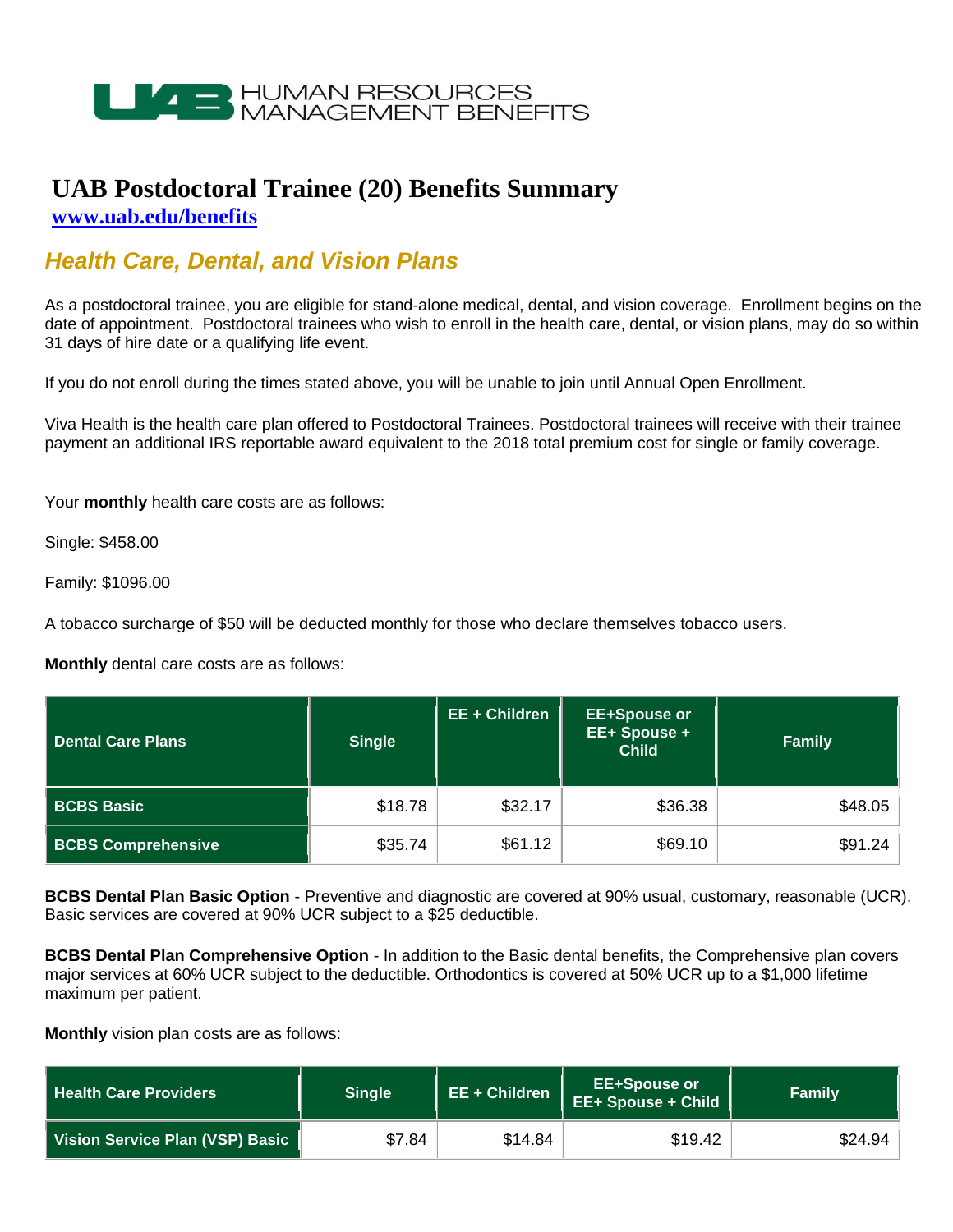UAB HUMAN RESOURCES MANAGEMENT BENEFITS

# UAB Postdoctoral Trainee (20) Benefits Summary

**www.uab.edu/benefits**

## *Health Care, Dental, and Vision Plans*

As a postdoctoral trainee, you are eligible for stand-alone medical, dental, and vision coverage. Enrollment begins on the date of appointment. Postdoctoral trainees who wish to enroll in the health care, dental, or vision plans, may do so within 31 days of hire date or a qualifying life event.

If you do not enroll during the times stated above, you will be unable to join until Annual Open Enrollment.

Viva Health is the health care plan offered to Postdoctoral Trainees. Postdoctoral trainees will receive with their trainee payment an additional IRS reportable award equivalent to the 2018 total premium cost for single or family coverage.

Your **monthly** health care costs are as follows:

Single: $458.00

Family: $1096.00

A tobacco surcharge of $50 will be deducted monthly for those who declare themselves tobacco users.

**Monthly** dental care costs are as follows:

| Dental Care Plans | Single | EE + Children | EE+Spouse or EE+ Spouse + Child | Family |
|---|---|---|---|---|
| BCBS Basic | $18.78 | $32.17 | $36.38 | $48.05 |
| BCBS Comprehensive | $35.74 | $61.12 | $69.10 | $91.24 |

**BCBS Dental Plan Basic Option** - Preventive and diagnostic are covered at 90% usual, customary, reasonable (UCR). Basic services are covered at 90% UCR subject to a $25 deductible.

**BCBS Dental Plan Comprehensive Option** - In addition to the Basic dental benefits, the Comprehensive plan covers major services at 60% UCR subject to the deductible. Orthodontics is covered at 50% UCR up to a $1,000 lifetime maximum per patient.

**Monthly** vision plan costs are as follows:

| Health Care Providers | Single | EE + Children | EE+Spouse or EE+ Spouse + Child | Family |
|---|---|---|---|---|
| Vision Service Plan (VSP) Basic | $7.84 | $14.84 | $19.42 | $24.94 |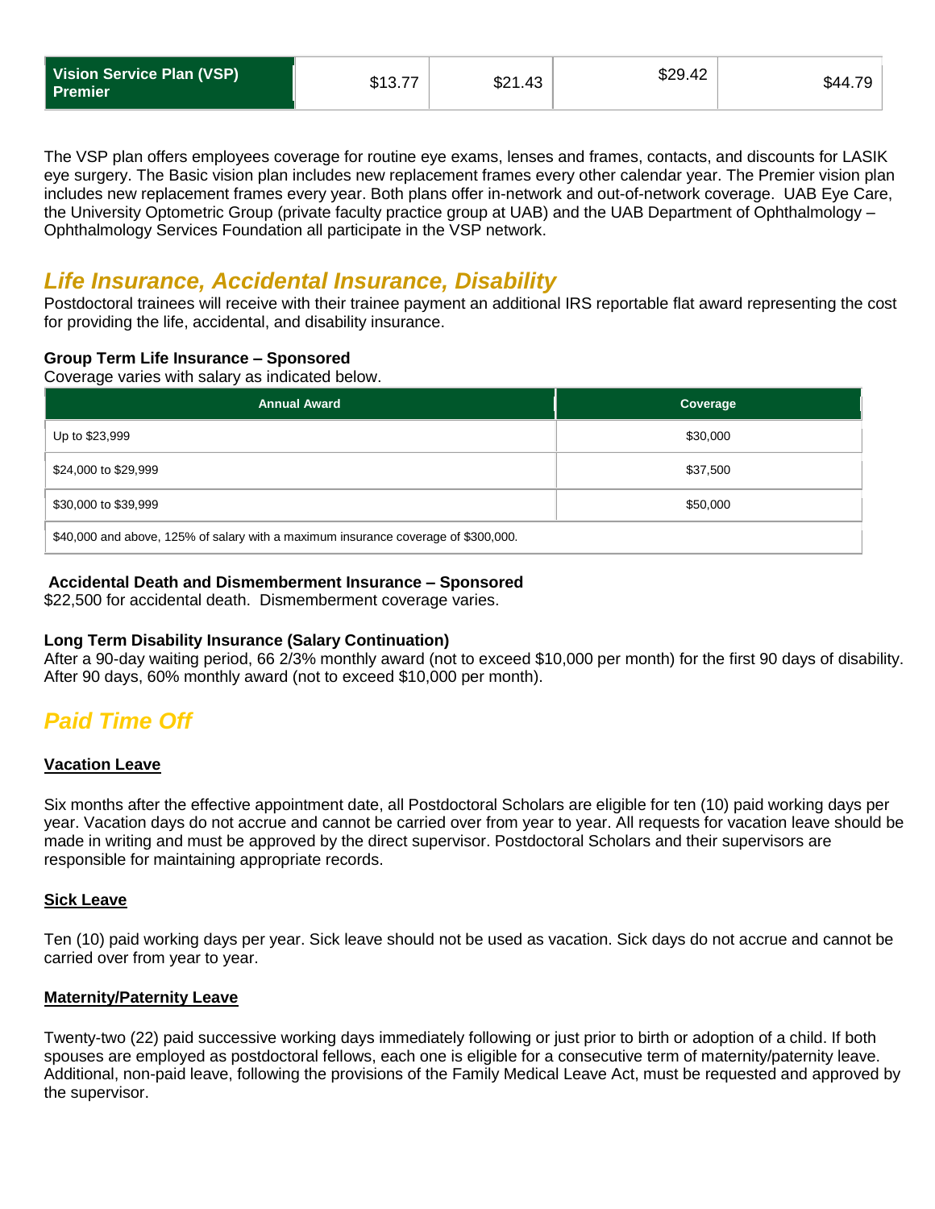| Vision Service Plan (VSP) Premier | $13.77 | $21.43 | $29.42 | $44.79 |
|---|---|---|---|---|

The VSP plan offers employees coverage for routine eye exams, lenses and frames, contacts, and discounts for LASIK eye surgery. The Basic vision plan includes new replacement frames every other calendar year. The Premier vision plan includes new replacement frames every year. Both plans offer in-network and out-of-network coverage. UAB Eye Care, the University Optometric Group (private faculty practice group at UAB) and the UAB Department of Ophthalmology – Ophthalmology Services Foundation all participate in the VSP network.

## *Life Insurance, Accidental Insurance, Disability*

Postdoctoral trainees will receive with their trainee payment an additional IRS reportable flat award representing the cost for providing the life, accidental, and disability insurance.

**Group Term Life Insurance – Sponsored**

Coverage varies with salary as indicated below.

| Annual Award | Coverage |
|---|---|
| Up to $23,999 | $30,000 |
| $24,000 to $29,999 | $37,500 |
| $30,000 to $39,999 | $50,000 |
| $40,000 and above, 125% of salary with a maximum insurance coverage of $300,000. | |

**Accidental Death and Dismemberment Insurance – Sponsored**

$22,500 for accidental death. Dismemberment coverage varies.

**Long Term Disability Insurance (Salary Continuation)**

After a 90-day waiting period, 66 2/3% monthly award (not to exceed $10,000 per month) for the first 90 days of disability. After 90 days, 60% monthly award (not to exceed $10,000 per month).

## *Paid Time Off*

**Vacation Leave**

Six months after the effective appointment date, all Postdoctoral Scholars are eligible for ten (10) paid working days per year. Vacation days do not accrue and cannot be carried over from year to year. All requests for vacation leave should be made in writing and must be approved by the direct supervisor. Postdoctoral Scholars and their supervisors are responsible for maintaining appropriate records.

**Sick Leave**

Ten (10) paid working days per year. Sick leave should not be used as vacation. Sick days do not accrue and cannot be carried over from year to year.

**Maternity/Paternity Leave**

Twenty-two (22) paid successive working days immediately following or just prior to birth or adoption of a child. If both spouses are employed as postdoctoral fellows, each one is eligible for a consecutive term of maternity/paternity leave. Additional, non-paid leave, following the provisions of the Family Medical Leave Act, must be requested and approved by the supervisor.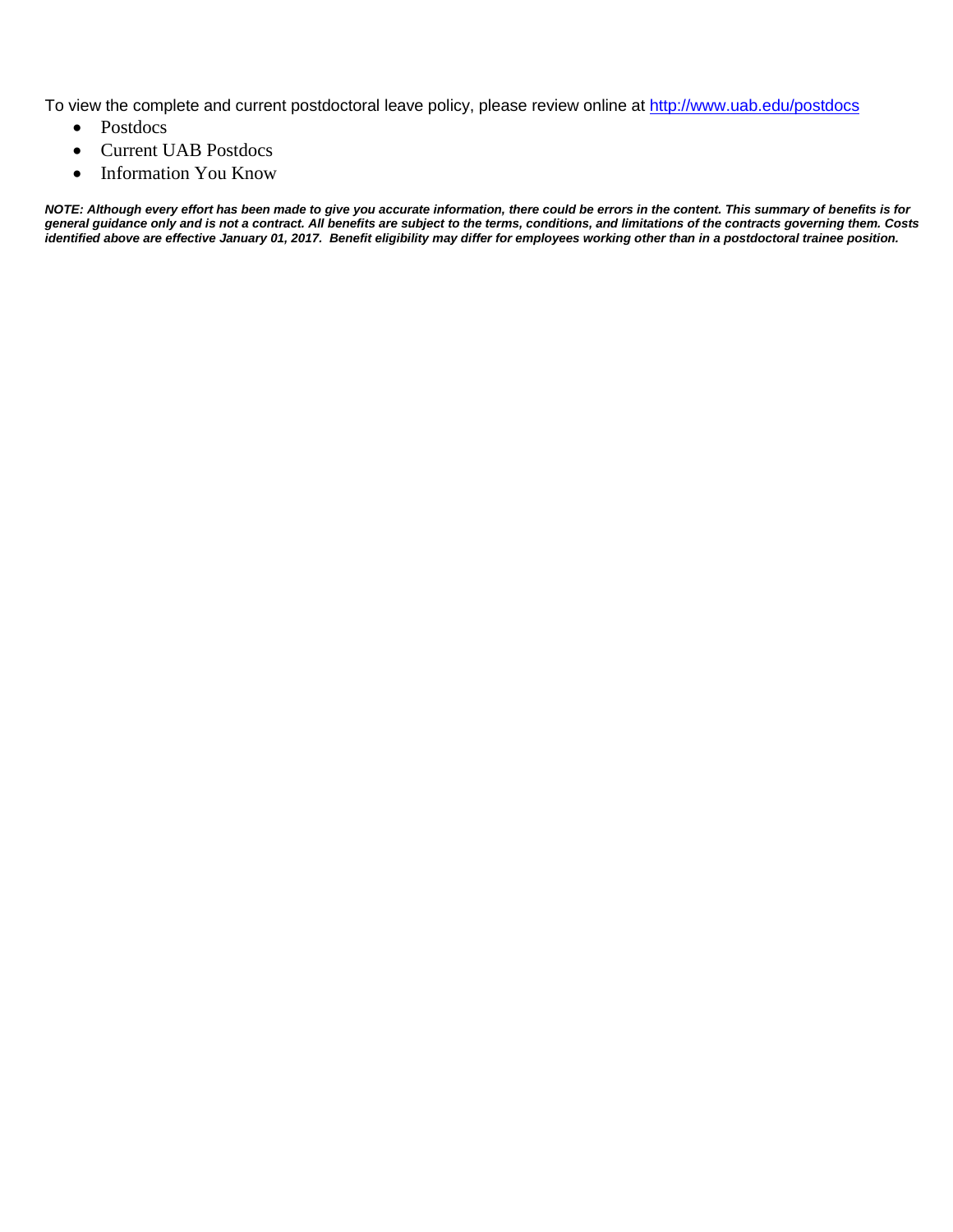To view the complete and current postdoctoral leave policy, please review online at [http://www.uab.edu/postdocs](http://www.uab.edu/postdocs)

- Postdocs
- Current UAB Postdocs
- Information You Know

***NOTE: Although every effort has been made to give you accurate information, there could be errors in the content. This summary of benefits is for general guidance only and is not a contract. All benefits are subject to the terms, conditions, and limitations of the contracts governing them. Costs identified above are effective January 01, 2017. Benefit eligibility may differ for employees working other than in a postdoctoral trainee position.***